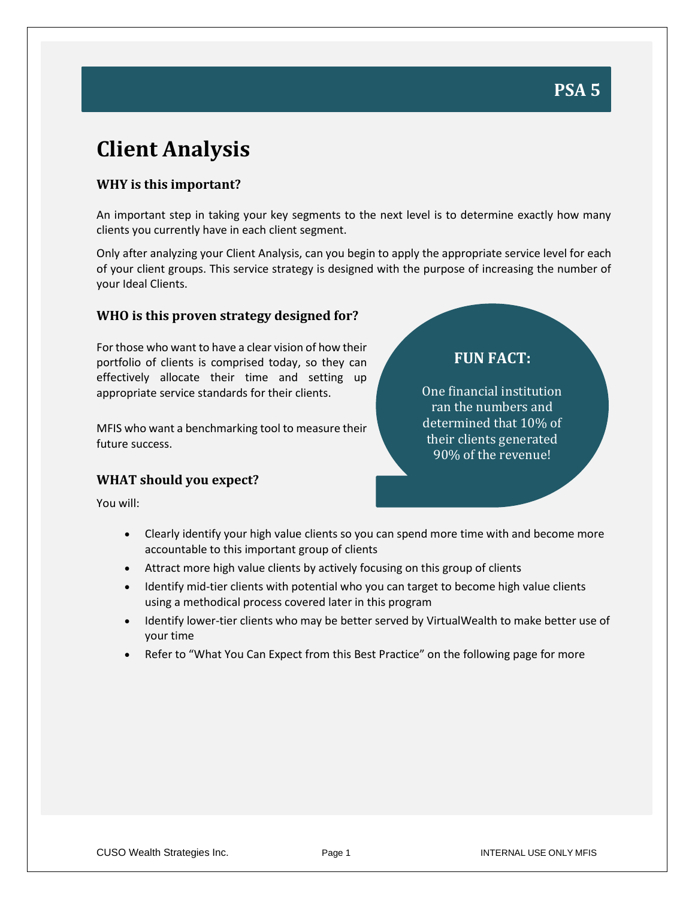**PSA 5**

# Client Analysis

### WHY is this important?

An important step in taking your key segments to the next level is to determine exactly how many clients you currently have in each client segment.

Only after analyzing your Client Analysis, can you begin to apply the appropriate service level for each of your client groups. This service strategy is designed with the purpose of increasing the number of your Ideal Clients.

### WHO is this proven strategy designed for?

For those who want to have a clear vision of how their portfolio of clients is comprised today, so they can effectively allocate their time and setting up appropriate service standards for their clients.

MFIS who want a benchmarking tool to measure their future success.

> **FUN FACT:**
>
> One financial institution ran the numbers and determined that 10% of their clients generated 90% of the revenue!

### WHAT should you expect?

You will:

- Clearly identify your high value clients so you can spend more time with and become more accountable to this important group of clients
- Attract more high value clients by actively focusing on this group of clients
- Identify mid-tier clients with potential who you can target to become high value clients using a methodical process covered later in this program
- Identify lower-tier clients who may be better served by VirtualWealth to make better use of your time
- Refer to "What You Can Expect from this Best Practice" on the following page for more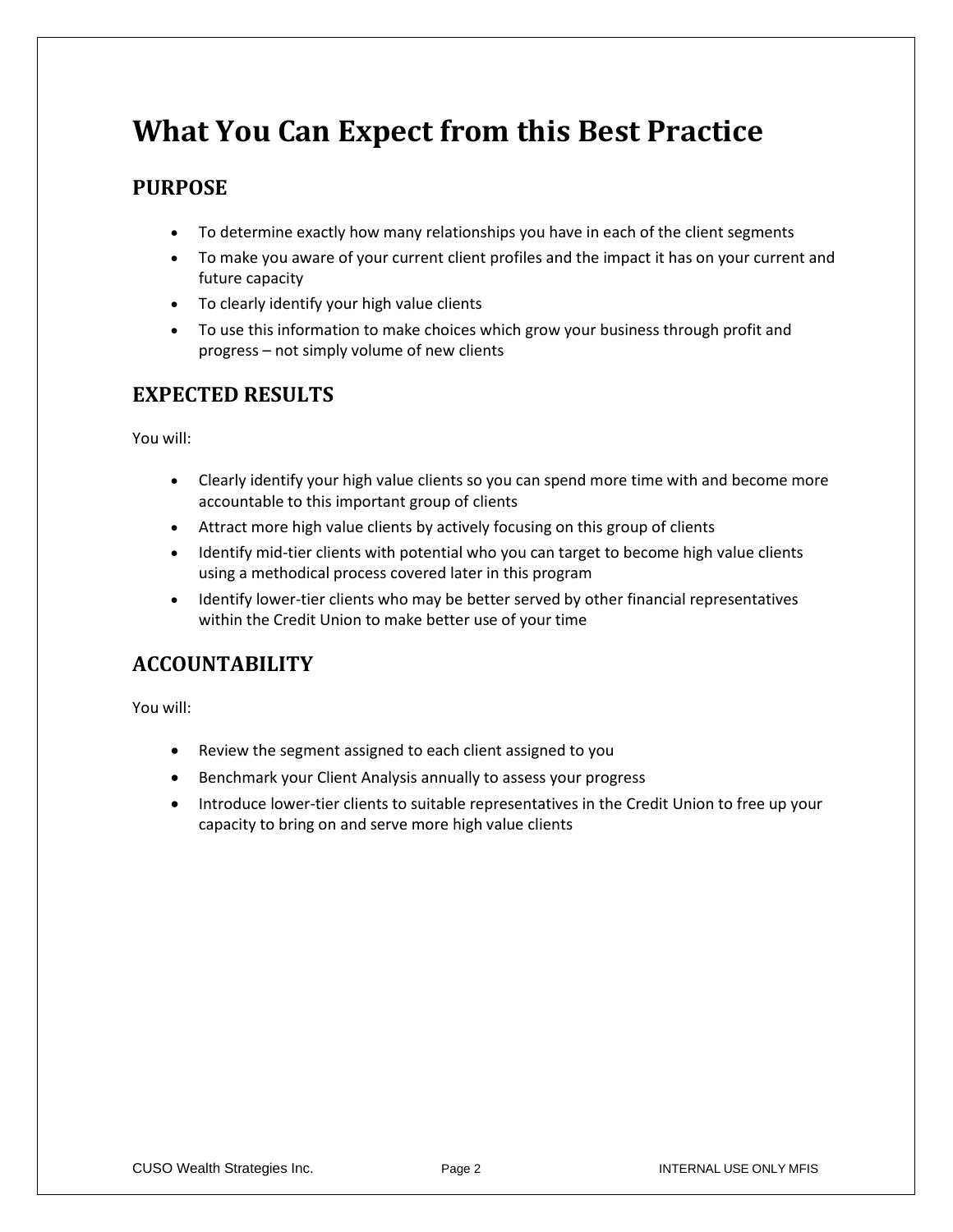# What You Can Expect from this Best Practice

## PURPOSE

- To determine exactly how many relationships you have in each of the client segments
- To make you aware of your current client profiles and the impact it has on your current and future capacity
- To clearly identify your high value clients
- To use this information to make choices which grow your business through profit and progress – not simply volume of new clients

## EXPECTED RESULTS

You will:

- Clearly identify your high value clients so you can spend more time with and become more accountable to this important group of clients
- Attract more high value clients by actively focusing on this group of clients
- Identify mid-tier clients with potential who you can target to become high value clients using a methodical process covered later in this program
- Identify lower-tier clients who may be better served by other financial representatives within the Credit Union to make better use of your time

## ACCOUNTABILITY

You will:

- Review the segment assigned to each client assigned to you
- Benchmark your Client Analysis annually to assess your progress
- Introduce lower-tier clients to suitable representatives in the Credit Union to free up your capacity to bring on and serve more high value clients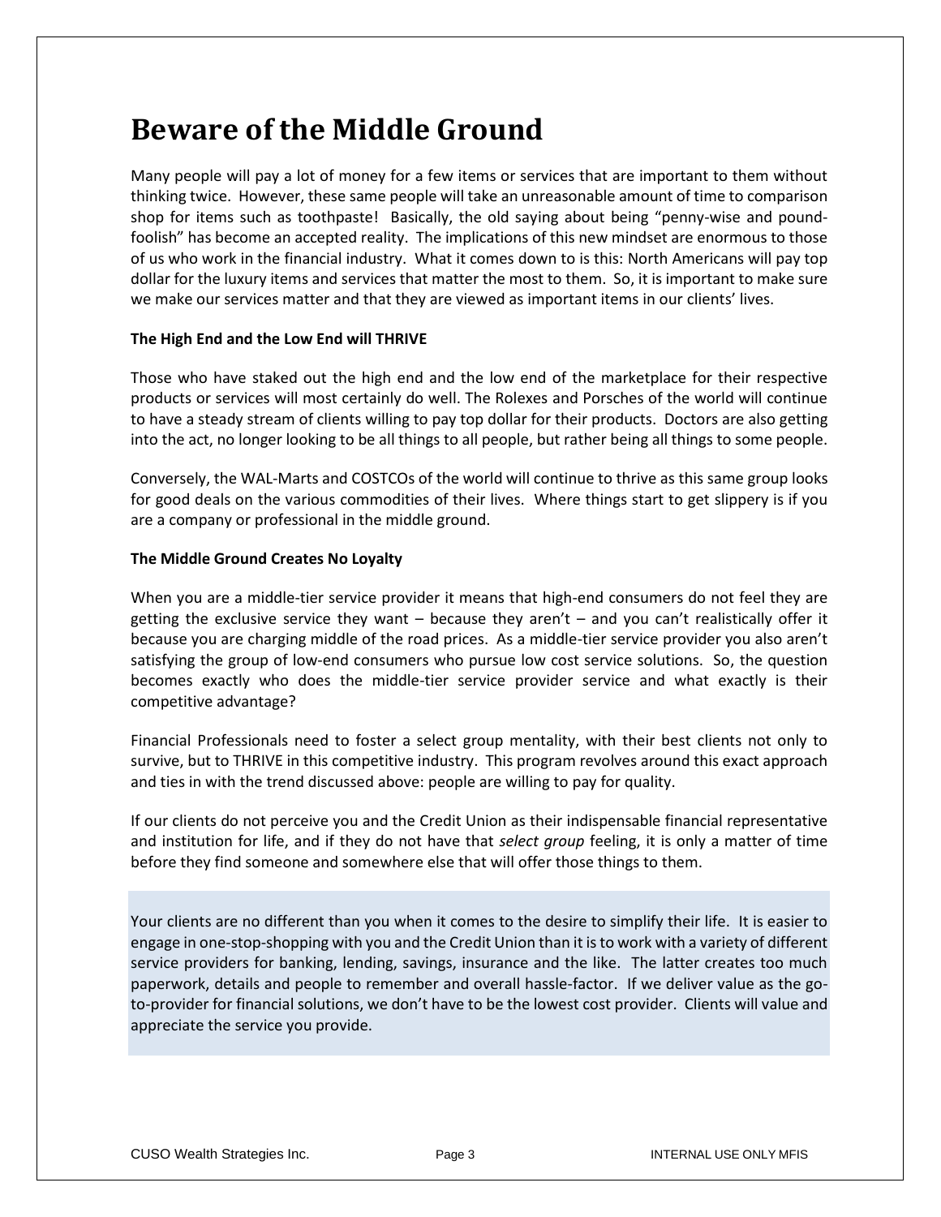# Beware of the Middle Ground

Many people will pay a lot of money for a few items or services that are important to them without thinking twice. However, these same people will take an unreasonable amount of time to comparison shop for items such as toothpaste! Basically, the old saying about being "penny-wise and pound-foolish" has become an accepted reality. The implications of this new mindset are enormous to those of us who work in the financial industry. What it comes down to is this: North Americans will pay top dollar for the luxury items and services that matter the most to them. So, it is important to make sure we make our services matter and that they are viewed as important items in our clients' lives.

**The High End and the Low End will THRIVE**

Those who have staked out the high end and the low end of the marketplace for their respective products or services will most certainly do well. The Rolexes and Porsches of the world will continue to have a steady stream of clients willing to pay top dollar for their products. Doctors are also getting into the act, no longer looking to be all things to all people, but rather being all things to some people.

Conversely, the WAL-Marts and COSTCOs of the world will continue to thrive as this same group looks for good deals on the various commodities of their lives. Where things start to get slippery is if you are a company or professional in the middle ground.

**The Middle Ground Creates No Loyalty**

When you are a middle-tier service provider it means that high-end consumers do not feel they are getting the exclusive service they want – because they aren't – and you can't realistically offer it because you are charging middle of the road prices. As a middle-tier service provider you also aren't satisfying the group of low-end consumers who pursue low cost service solutions. So, the question becomes exactly who does the middle-tier service provider service and what exactly is their competitive advantage?

Financial Professionals need to foster a select group mentality, with their best clients not only to survive, but to THRIVE in this competitive industry. This program revolves around this exact approach and ties in with the trend discussed above: people are willing to pay for quality.

If our clients do not perceive you and the Credit Union as their indispensable financial representative and institution for life, and if they do not have that *select group* feeling, it is only a matter of time before they find someone and somewhere else that will offer those things to them.

Your clients are no different than you when it comes to the desire to simplify their life. It is easier to engage in one-stop-shopping with you and the Credit Union than it is to work with a variety of different service providers for banking, lending, savings, insurance and the like. The latter creates too much paperwork, details and people to remember and overall hassle-factor. If we deliver value as the go-to-provider for financial solutions, we don't have to be the lowest cost provider. Clients will value and appreciate the service you provide.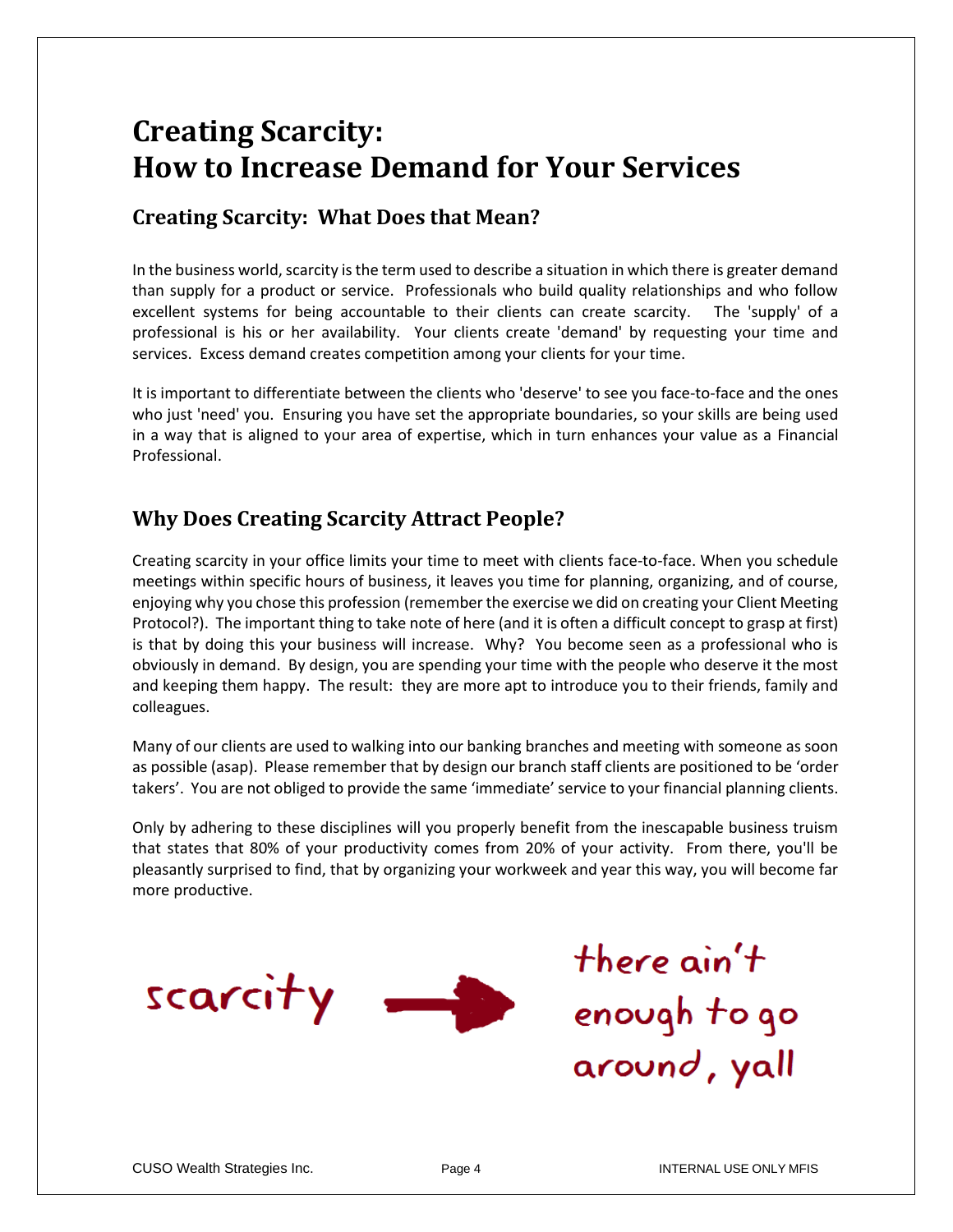# Creating Scarcity:
# How to Increase Demand for Your Services

## Creating Scarcity: What Does that Mean?

In the business world, scarcity is the term used to describe a situation in which there is greater demand than supply for a product or service. Professionals who build quality relationships and who follow excellent systems for being accountable to their clients can create scarcity. The 'supply' of a professional is his or her availability. Your clients create 'demand' by requesting your time and services. Excess demand creates competition among your clients for your time.

It is important to differentiate between the clients who 'deserve' to see you face-to-face and the ones who just 'need' you. Ensuring you have set the appropriate boundaries, so your skills are being used in a way that is aligned to your area of expertise, which in turn enhances your value as a Financial Professional.

## Why Does Creating Scarcity Attract People?

Creating scarcity in your office limits your time to meet with clients face-to-face. When you schedule meetings within specific hours of business, it leaves you time for planning, organizing, and of course, enjoying why you chose this profession (remember the exercise we did on creating your Client Meeting Protocol?). The important thing to take note of here (and it is often a difficult concept to grasp at first) is that by doing this your business will increase. Why? You become seen as a professional who is obviously in demand. By design, you are spending your time with the people who deserve it the most and keeping them happy. The result: they are more apt to introduce you to their friends, family and colleagues.

Many of our clients are used to walking into our banking branches and meeting with someone as soon as possible (asap). Please remember that by design our branch staff clients are positioned to be 'order takers'. You are not obliged to provide the same 'immediate' service to your financial planning clients.

Only by adhering to these disciplines will you properly benefit from the inescapable business truism that states that 80% of your productivity comes from 20% of your activity. From there, you'll be pleasantly surprised to find, that by organizing your workweek and year this way, you will become far more productive.

scarcity → there ain't enough to go around, yall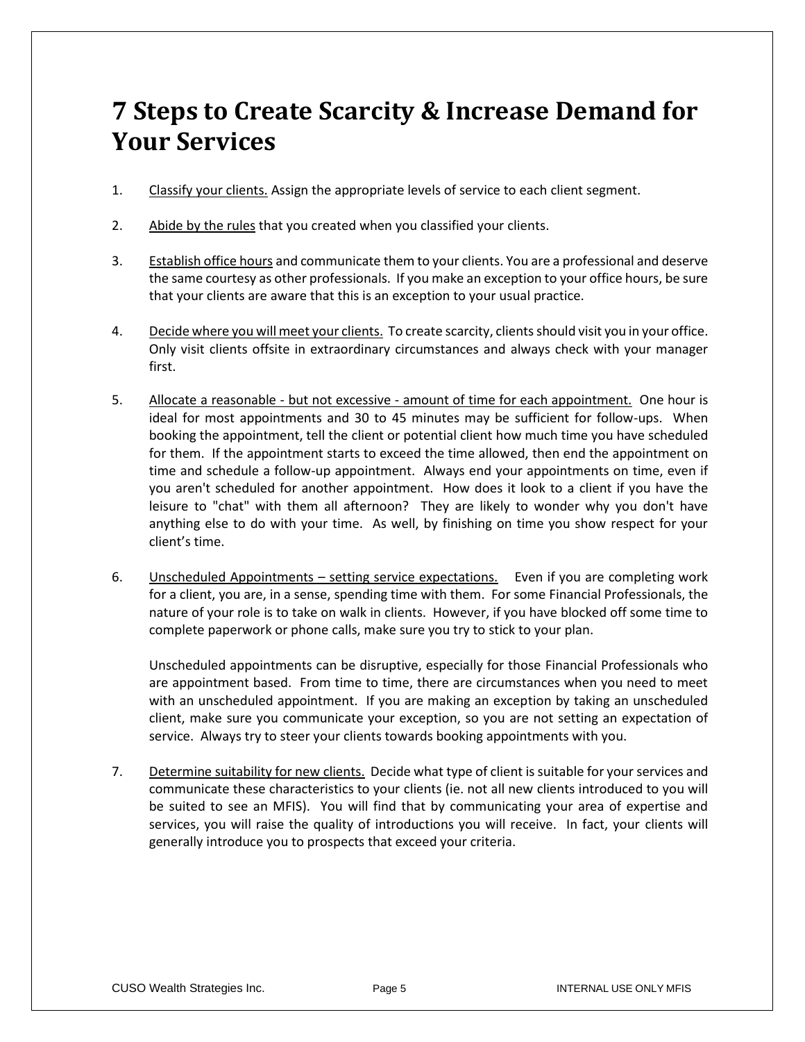# 7 Steps to Create Scarcity & Increase Demand for Your Services

1. Classify your clients. Assign the appropriate levels of service to each client segment.

2. Abide by the rules that you created when you classified your clients.

3. Establish office hours and communicate them to your clients. You are a professional and deserve the same courtesy as other professionals. If you make an exception to your office hours, be sure that your clients are aware that this is an exception to your usual practice.

4. Decide where you will meet your clients. To create scarcity, clients should visit you in your office. Only visit clients offsite in extraordinary circumstances and always check with your manager first.

5. Allocate a reasonable - but not excessive - amount of time for each appointment. One hour is ideal for most appointments and 30 to 45 minutes may be sufficient for follow-ups. When booking the appointment, tell the client or potential client how much time you have scheduled for them. If the appointment starts to exceed the time allowed, then end the appointment on time and schedule a follow-up appointment. Always end your appointments on time, even if you aren't scheduled for another appointment. How does it look to a client if you have the leisure to "chat" with them all afternoon? They are likely to wonder why you don't have anything else to do with your time. As well, by finishing on time you show respect for your client's time.

6. Unscheduled Appointments – setting service expectations. Even if you are completing work for a client, you are, in a sense, spending time with them. For some Financial Professionals, the nature of your role is to take on walk in clients. However, if you have blocked off some time to complete paperwork or phone calls, make sure you try to stick to your plan.

   Unscheduled appointments can be disruptive, especially for those Financial Professionals who are appointment based. From time to time, there are circumstances when you need to meet with an unscheduled appointment. If you are making an exception by taking an unscheduled client, make sure you communicate your exception, so you are not setting an expectation of service. Always try to steer your clients towards booking appointments with you.

7. Determine suitability for new clients. Decide what type of client is suitable for your services and communicate these characteristics to your clients (ie. not all new clients introduced to you will be suited to see an MFIS). You will find that by communicating your area of expertise and services, you will raise the quality of introductions you will receive. In fact, your clients will generally introduce you to prospects that exceed your criteria.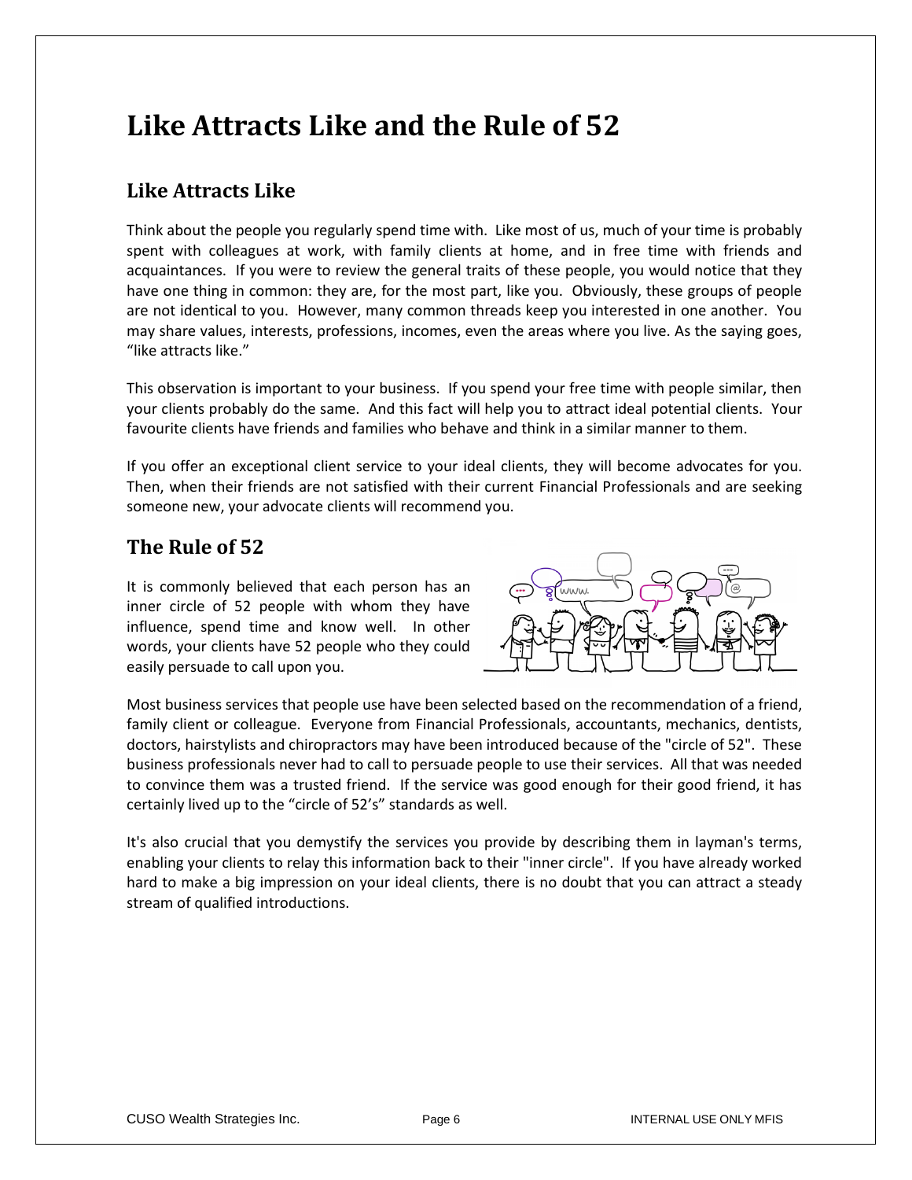# Like Attracts Like and the Rule of 52

## Like Attracts Like

Think about the people you regularly spend time with. Like most of us, much of your time is probably spent with colleagues at work, with family clients at home, and in free time with friends and acquaintances. If you were to review the general traits of these people, you would notice that they have one thing in common: they are, for the most part, like you. Obviously, these groups of people are not identical to you. However, many common threads keep you interested in one another. You may share values, interests, professions, incomes, even the areas where you live. As the saying goes, "like attracts like."

This observation is important to your business. If you spend your free time with people similar, then your clients probably do the same. And this fact will help you to attract ideal potential clients. Your favourite clients have friends and families who behave and think in a similar manner to them.

If you offer an exceptional client service to your ideal clients, they will become advocates for you. Then, when their friends are not satisfied with their current Financial Professionals and are seeking someone new, your advocate clients will recommend you.

## The Rule of 52

It is commonly believed that each person has an inner circle of 52 people with whom they have influence, spend time and know well. In other words, your clients have 52 people who they could easily persuade to call upon you.

Most business services that people use have been selected based on the recommendation of a friend, family client or colleague. Everyone from Financial Professionals, accountants, mechanics, dentists, doctors, hairstylists and chiropractors may have been introduced because of the "circle of 52". These business professionals never had to call to persuade people to use their services. All that was needed to convince them was a trusted friend. If the service was good enough for their good friend, it has certainly lived up to the "circle of 52's" standards as well.

It's also crucial that you demystify the services you provide by describing them in layman's terms, enabling your clients to relay this information back to their "inner circle". If you have already worked hard to make a big impression on your ideal clients, there is no doubt that you can attract a steady stream of qualified introductions.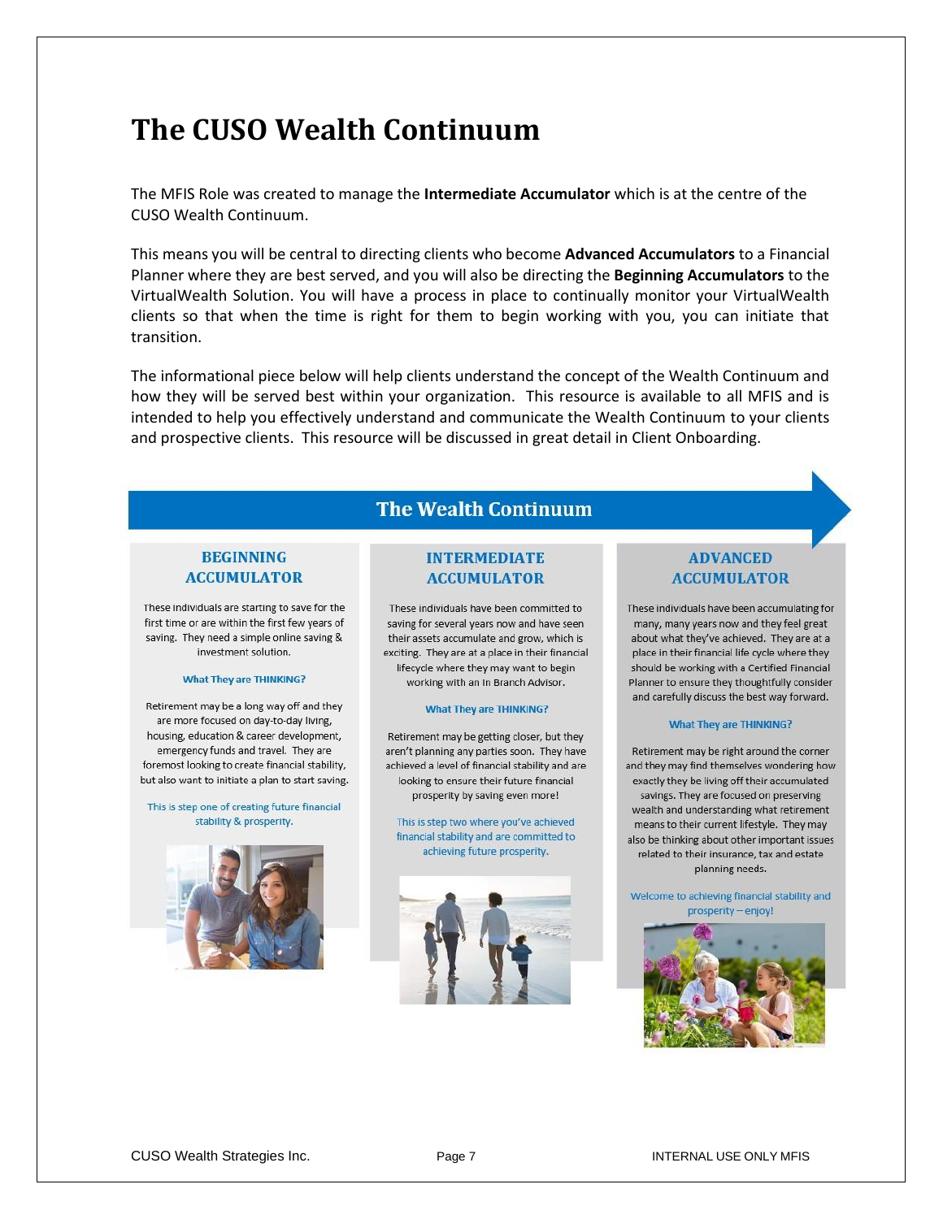# The CUSO Wealth Continuum

The MFIS Role was created to manage the **Intermediate Accumulator** which is at the centre of the CUSO Wealth Continuum.

This means you will be central to directing clients who become **Advanced Accumulators** to a Financial Planner where they are best served, and you will also be directing the **Beginning Accumulators** to the VirtualWealth Solution. You will have a process in place to continually monitor your VirtualWealth clients so that when the time is right for them to begin working with you, you can initiate that transition.

The informational piece below will help clients understand the concept of the Wealth Continuum and how they will be served best within your organization. This resource is available to all MFIS and is intended to help you effectively understand and communicate the Wealth Continuum to your clients and prospective clients. This resource will be discussed in great detail in Client Onboarding.

## The Wealth Continuum

### BEGINNING ACCUMULATOR

These individuals are starting to save for the first time or are within the first few years of saving. They need a simple online saving & investment solution.

**What They are THINKING?**

Retirement may be a long way off and they are more focused on day-to-day living, housing, education & career development, emergency funds and travel. They are foremost looking to create financial stability, but also want to initiate a plan to start saving.

This is step one of creating future financial stability & prosperity.

### INTERMEDIATE ACCUMULATOR

These individuals have been committed to saving for several years now and have seen their assets accumulate and grow, which is exciting. They are at a place in their financial lifecycle where they may want to begin working with an In Branch Advisor.

**What They are THINKING?**

Retirement may be getting closer, but they aren't planning any parties soon. They have achieved a level of financial stability and are looking to ensure their future financial prosperity by saving even more!

This is step two where you've achieved financial stability and are committed to achieving future prosperity.

### ADVANCED ACCUMULATOR

These individuals have been accumulating for many, many years now and they feel great about what they've achieved. They are at a place in their financial life cycle where they should be working with a Certified Financial Planner to ensure they thoughtfully consider and carefully discuss the best way forward.

**What They are THINKING?**

Retirement may be right around the corner and they may find themselves wondering how exactly they be living off their accumulated savings. They are focused on preserving wealth and understanding what retirement means to their current lifestyle. They may also be thinking about other important issues related to their insurance, tax and estate planning needs.

Welcome to achieving financial stability and prosperity – enjoy!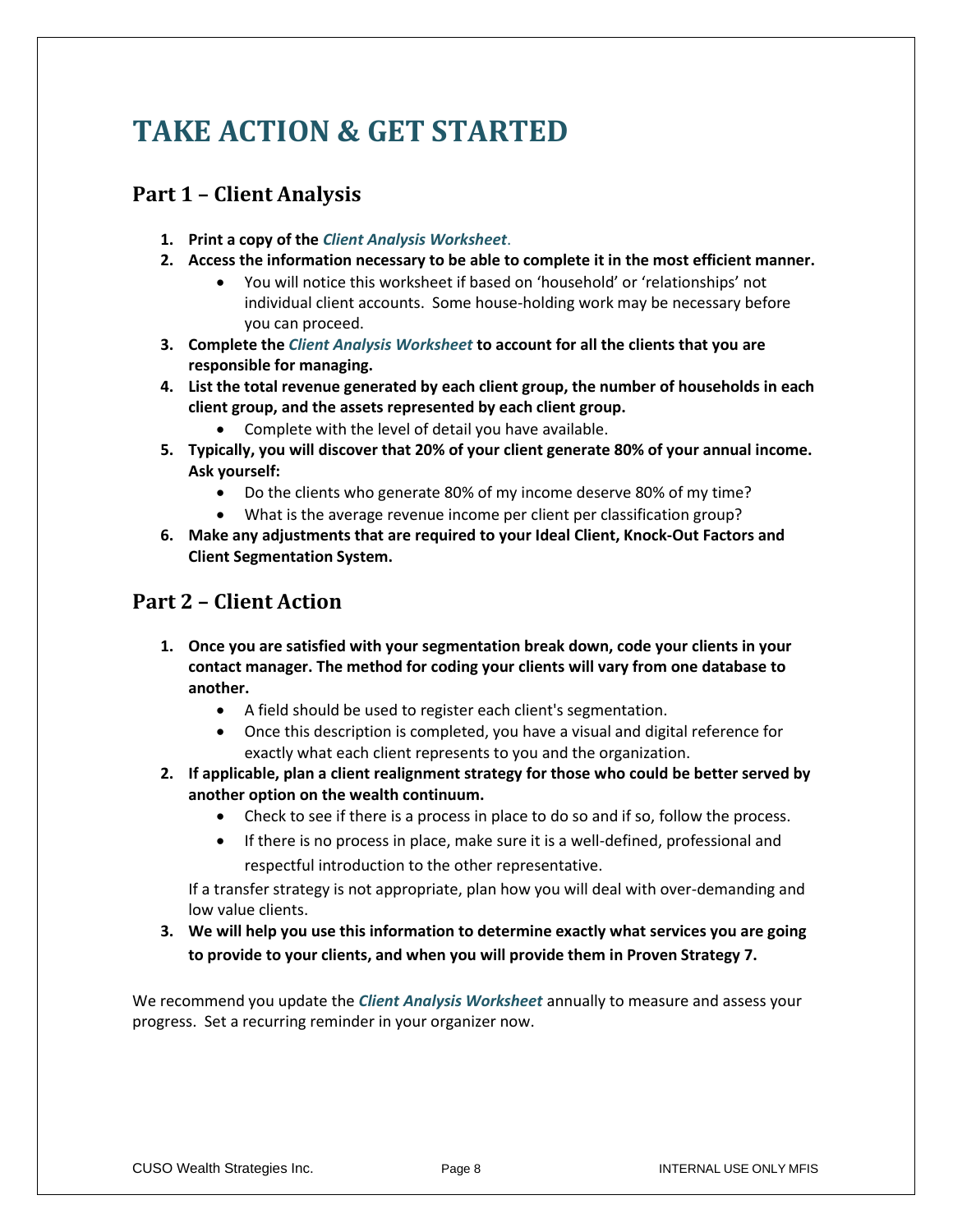# TAKE ACTION & GET STARTED

## Part 1 – Client Analysis

1. **Print a copy of the *Client Analysis Worksheet*.**
2. **Access the information necessary to be able to complete it in the most efficient manner.**
   - You will notice this worksheet if based on 'household' or 'relationships' not individual client accounts. Some house-holding work may be necessary before you can proceed.
3. **Complete the *Client Analysis Worksheet* to account for all the clients that you are responsible for managing.**
4. **List the total revenue generated by each client group, the number of households in each client group, and the assets represented by each client group.**
   - Complete with the level of detail you have available.
5. **Typically, you will discover that 20% of your client generate 80% of your annual income. Ask yourself:**
   - Do the clients who generate 80% of my income deserve 80% of my time?
   - What is the average revenue income per client per classification group?
6. **Make any adjustments that are required to your Ideal Client, Knock-Out Factors and Client Segmentation System.**

## Part 2 – Client Action

1. **Once you are satisfied with your segmentation break down, code your clients in your contact manager. The method for coding your clients will vary from one database to another.**
   - A field should be used to register each client's segmentation.
   - Once this description is completed, you have a visual and digital reference for exactly what each client represents to you and the organization.
2. **If applicable, plan a client realignment strategy for those who could be better served by another option on the wealth continuum.**
   - Check to see if there is a process in place to do so and if so, follow the process.
   - If there is no process in place, make sure it is a well-defined, professional and respectful introduction to the other representative.

   If a transfer strategy is not appropriate, plan how you will deal with over-demanding and low value clients.
3. **We will help you use this information to determine exactly what services you are going to provide to your clients, and when you will provide them in Proven Strategy 7.**

We recommend you update the ***Client Analysis Worksheet*** annually to measure and assess your progress. Set a recurring reminder in your organizer now.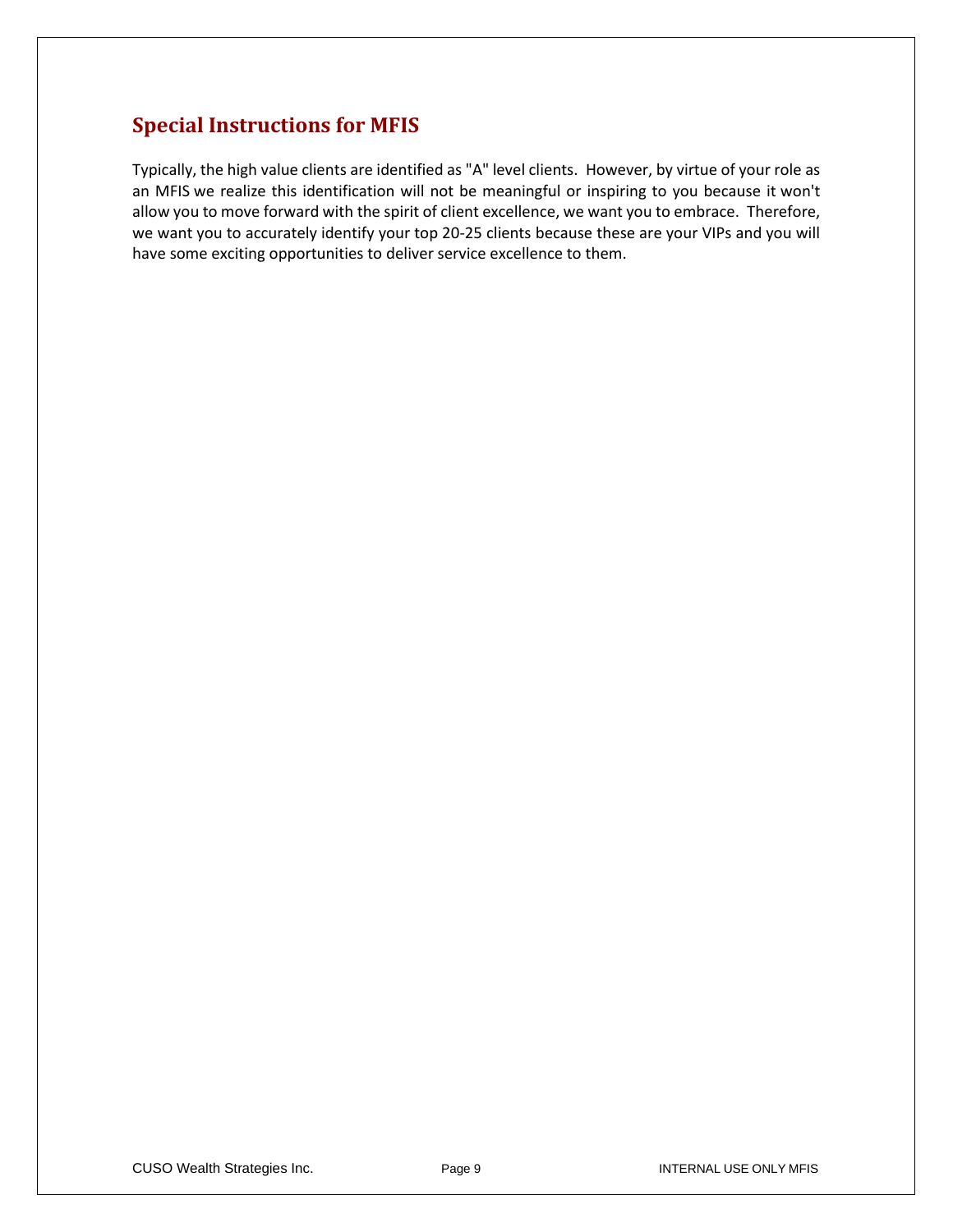## Special Instructions for MFIS

Typically, the high value clients are identified as "A" level clients. However, by virtue of your role as an MFIS we realize this identification will not be meaningful or inspiring to you because it won't allow you to move forward with the spirit of client excellence, we want you to embrace. Therefore, we want you to accurately identify your top 20-25 clients because these are your VIPs and you will have some exciting opportunities to deliver service excellence to them.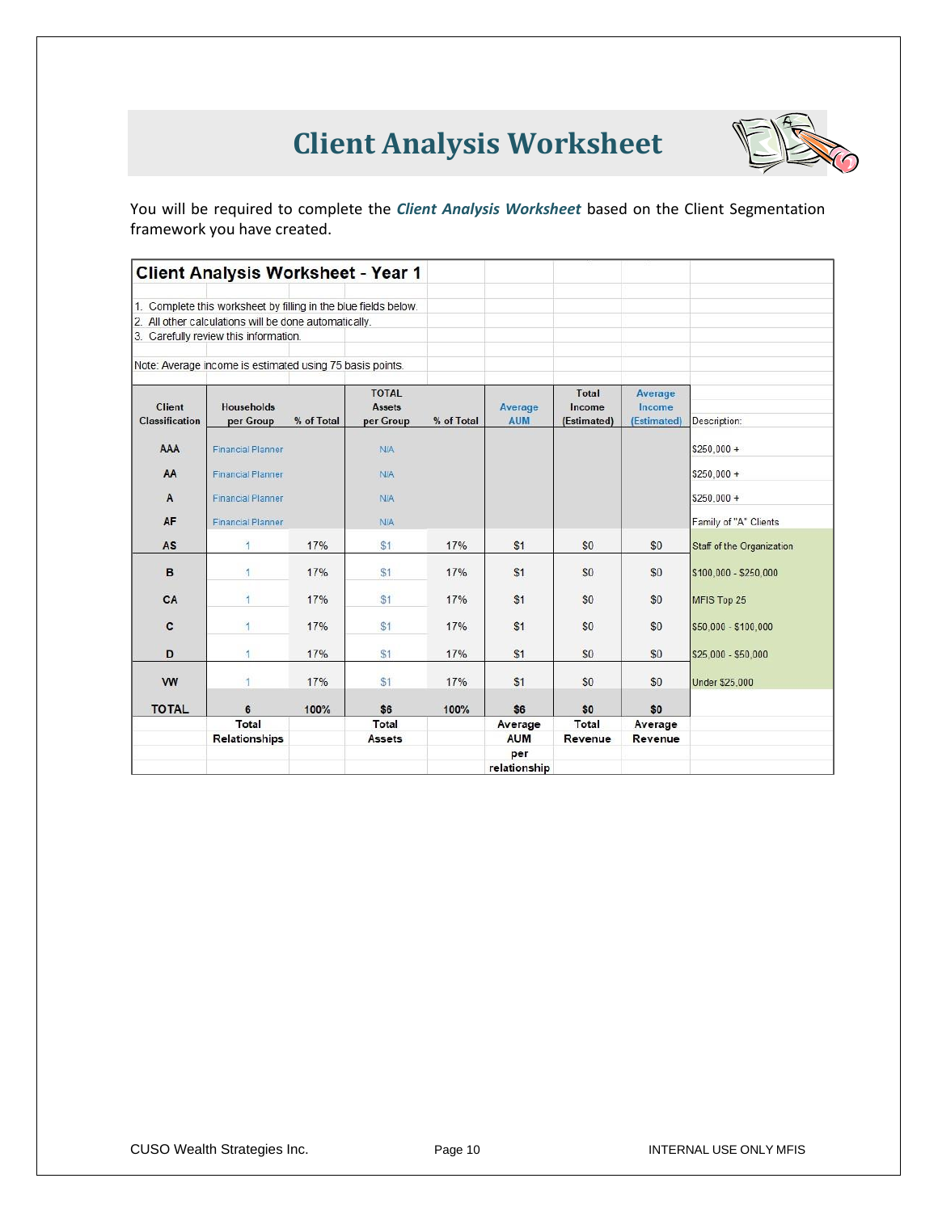# Client Analysis Worksheet

You will be required to complete the ***Client Analysis Worksheet*** based on the Client Segmentation framework you have created.

**Client Analysis Worksheet - Year 1**

1. Complete this worksheet by filling in the blue fields below.
2. All other calculations will be done automatically.
3. Carefully review this information.

Note: Average income is estimated using 75 basis points.

| Client Classification | Households per Group | % of Total | TOTAL Assets per Group | % of Total | Average AUM | Total Income (Estimated) | Average Income (Estimated) | Description: |
|---|---|---|---|---|---|---|---|---|
| AAA | Financial Planner | | N/A | | | | | $250,000 + |
| AA | Financial Planner | | N/A | | | | | $250,000 + |
| A | Financial Planner | | N/A | | | | | $250,000 + |
| AF | Financial Planner | | N/A | | | | | Family of "A" Clients |
| AS | 1 | 17% | $1 | 17% | $1 | $0 | $0 | Staff of the Organization |
| B | 1 | 17% | $1 | 17% | $1 | $0 | $0 | $100,000 - $250,000 |
| CA | 1 | 17% | $1 | 17% | $1 | $0 | $0 | MFIS Top 25 |
| C | 1 | 17% | $1 | 17% | $1 | $0 | $0 | $50,000 - $100,000 |
| D | 1 | 17% | $1 | 17% | $1 | $0 | $0 | $25,000 - $50,000 |
| VW | 1 | 17% | $1 | 17% | $1 | $0 | $0 | Under $25,000 |
| **TOTAL** | **6** | **100%** | **$6** | **100%** | **$6** | **$0** | **$0** | |
| | **Total Relationships** | | **Total Assets** | | **Average AUM per relationship** | **Total Revenue** | **Average Revenue** | |